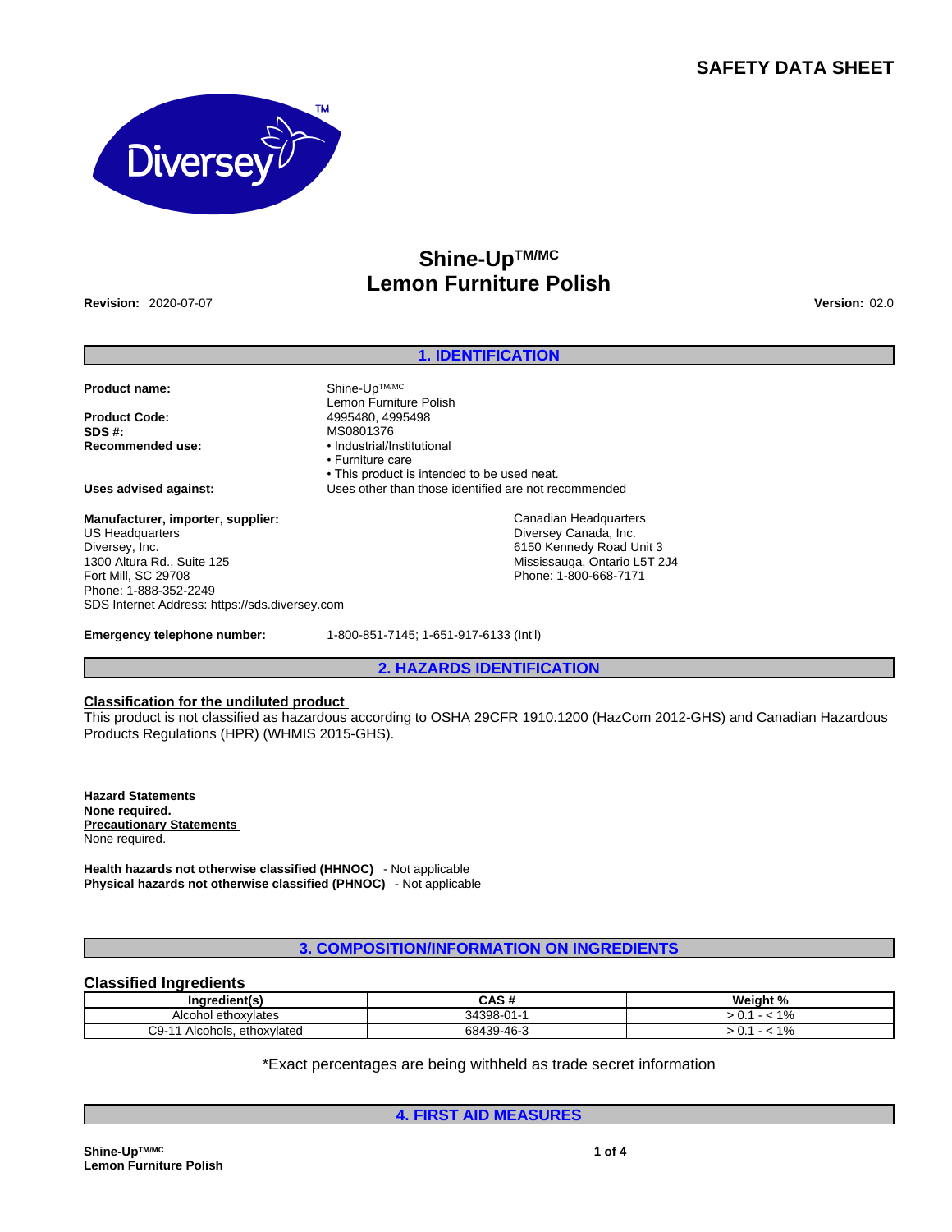# SAFETY DATA SHEET

# Shine-Up[TM/MC]
# Lemon Furniture Polish

**Revision:** 2020-07-07

**Version:** 02.0

## 1. IDENTIFICATION

**Product name:** Shine-Up[TM/MC] Lemon Furniture Polish

**Product Code:** 4995480, 4995498

**SDS #:** MS0801376

**Recommended use:**
- Industrial/Institutional
- Furniture care
- This product is intended to be used neat.

**Uses advised against:** Uses other than those identified are not recommended

**Manufacturer, importer, supplier:**

US Headquarters
Diversey, Inc.
1300 Altura Rd., Suite 125
Fort Mill, SC 29708
Phone: 1-888-352-2249
SDS Internet Address: https://sds.diversey.com

Canadian Headquarters
Diversey Canada, Inc.
6150 Kennedy Road Unit 3
Mississauga, Ontario L5T 2J4
Phone: 1-800-668-7171

**Emergency telephone number:** 1-800-851-7145; 1-651-917-6133 (Int'l)

## 2. HAZARDS IDENTIFICATION

**Classification for the undiluted product**

This product is not classified as hazardous according to OSHA 29CFR 1910.1200 (HazCom 2012-GHS) and Canadian Hazardous Products Regulations (HPR) (WHMIS 2015-GHS).

**Hazard Statements**
**None required.**

**Precautionary Statements**
None required.

**Health hazards not otherwise classified (HHNOC)** - Not applicable

**Physical hazards not otherwise classified (PHNOC)** - Not applicable

## 3. COMPOSITION/INFORMATION ON INGREDIENTS

### Classified Ingredients

| Ingredient(s) | CAS # | Weight % |
|---|---|---|
| Alcohol ethoxylates | 34398-01-1 | > 0.1 - < 1% |
| C9-11 Alcohols, ethoxylated | 68439-46-3 | > 0.1 - < 1% |

*Exact percentages are being withheld as trade secret information

## 4. FIRST AID MEASURES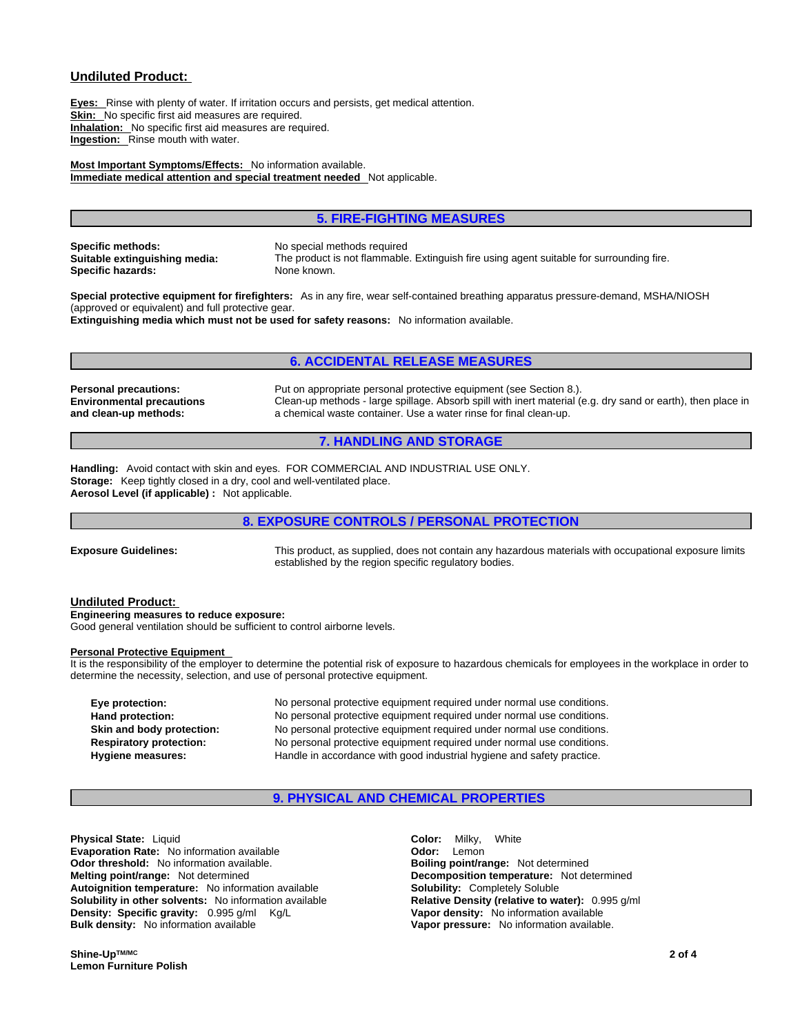**Undiluted Product:**

**Eyes:** Rinse with plenty of water. If irritation occurs and persists, get medical attention.
**Skin:** No specific first aid measures are required.
**Inhalation:** No specific first aid measures are required.
**Ingestion:** Rinse mouth with water.

**Most Important Symptoms/Effects:** No information available.
**Immediate medical attention and special treatment needed** Not applicable.

## 5. FIRE-FIGHTING MEASURES

**Specific methods:** No special methods required
**Suitable extinguishing media:** The product is not flammable. Extinguish fire using agent suitable for surrounding fire.
**Specific hazards:** None known.

**Special protective equipment for firefighters:** As in any fire, wear self-contained breathing apparatus pressure-demand, MSHA/NIOSH (approved or equivalent) and full protective gear.
**Extinguishing media which must not be used for safety reasons:** No information available.

## 6. ACCIDENTAL RELEASE MEASURES

**Personal precautions:** Put on appropriate personal protective equipment (see Section 8.).
**Environmental precautions and clean-up methods:** Clean-up methods - large spillage. Absorb spill with inert material (e.g. dry sand or earth), then place in a chemical waste container. Use a water rinse for final clean-up.

## 7. HANDLING AND STORAGE

**Handling:** Avoid contact with skin and eyes. FOR COMMERCIAL AND INDUSTRIAL USE ONLY.
**Storage:** Keep tightly closed in a dry, cool and well-ventilated place.
**Aerosol Level (if applicable) :** Not applicable.

## 8. EXPOSURE CONTROLS / PERSONAL PROTECTION

**Exposure Guidelines:** This product, as supplied, does not contain any hazardous materials with occupational exposure limits established by the region specific regulatory bodies.

**Undiluted Product:**

**Engineering measures to reduce exposure:**
Good general ventilation should be sufficient to control airborne levels.

**Personal Protective Equipment**
It is the responsibility of the employer to determine the potential risk of exposure to hazardous chemicals for employees in the workplace in order to determine the necessity, selection, and use of personal protective equipment.

**Eye protection:** No personal protective equipment required under normal use conditions.
**Hand protection:** No personal protective equipment required under normal use conditions.
**Skin and body protection:** No personal protective equipment required under normal use conditions.
**Respiratory protection:** No personal protective equipment required under normal use conditions.
**Hygiene measures:** Handle in accordance with good industrial hygiene and safety practice.

## 9. PHYSICAL AND CHEMICAL PROPERTIES

**Physical State:** Liquid
**Evaporation Rate:** No information available
**Odor threshold:** No information available.
**Melting point/range:** Not determined
**Autoignition temperature:** No information available
**Solubility in other solvents:** No information available
**Density: Specific gravity:** 0.995 g/ml Kg/L
**Bulk density:** No information available

**Color:** Milky, White
**Odor:** Lemon
**Boiling point/range:** Not determined
**Decomposition temperature:** Not determined
**Solubility:** Completely Soluble
**Relative Density (relative to water):** 0.995 g/ml
**Vapor density:** No information available
**Vapor pressure:** No information available.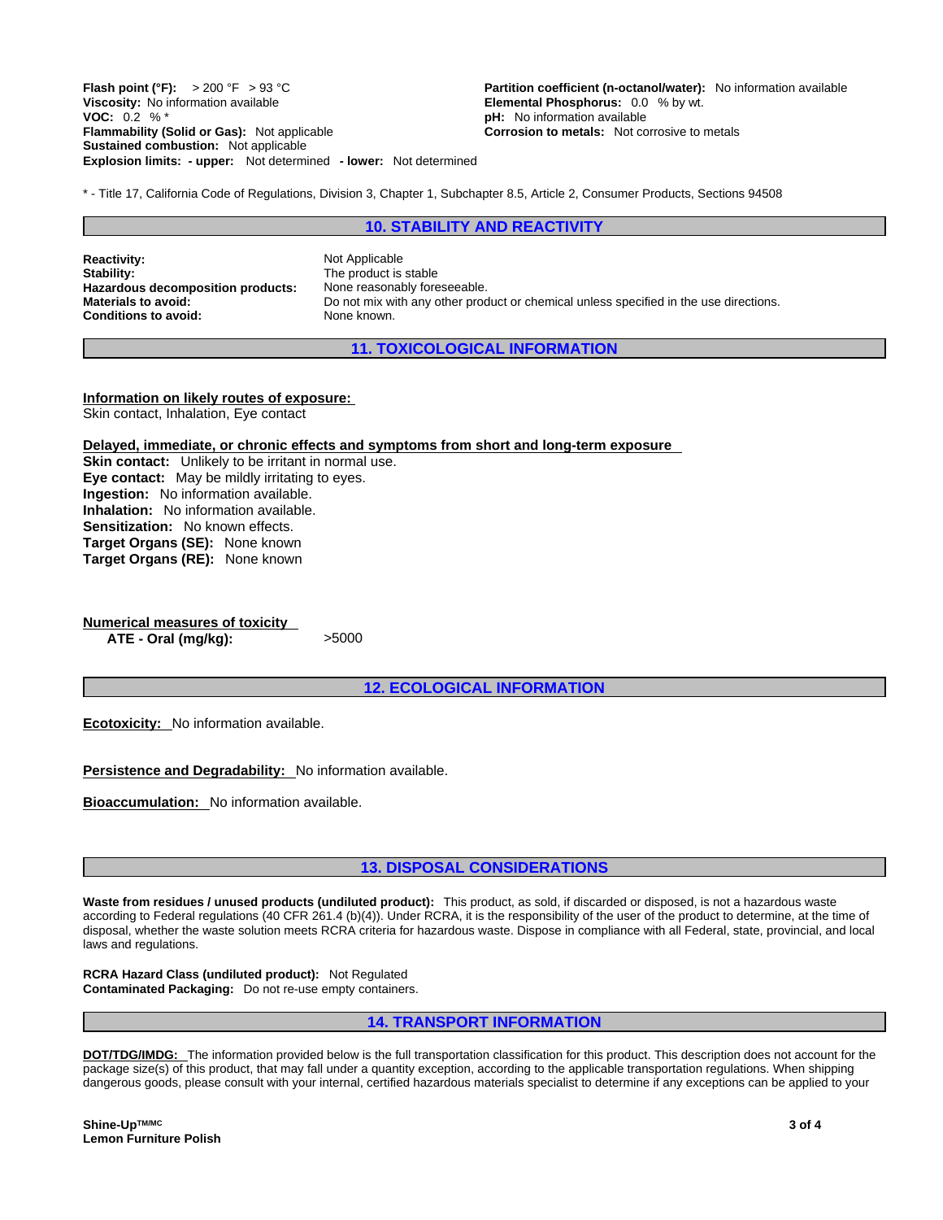**Flash point (°F):** > 200 °F > 93 °C
**Viscosity:** No information available
**VOC:** 0.2 % *
**Flammability (Solid or Gas):** Not applicable
**Sustained combustion:** Not applicable
**Explosion limits: - upper:** Not determined **- lower:** Not determined

**Partition coefficient (n-octanol/water):** No information available
**Elemental Phosphorus:** 0.0 % by wt.
**pH:** No information available
**Corrosion to metals:** Not corrosive to metals

* - Title 17, California Code of Regulations, Division 3, Chapter 1, Subchapter 8.5, Article 2, Consumer Products, Sections 94508

## 10. STABILITY AND REACTIVITY

**Reactivity:** Not Applicable
**Stability:** The product is stable
**Hazardous decomposition products:** None reasonably foreseeable.
**Materials to avoid:** Do not mix with any other product or chemical unless specified in the use directions.
**Conditions to avoid:** None known.

## 11. TOXICOLOGICAL INFORMATION

**Information on likely routes of exposure:**
Skin contact, Inhalation, Eye contact

**Delayed, immediate, or chronic effects and symptoms from short and long-term exposure**
**Skin contact:** Unlikely to be irritant in normal use.
**Eye contact:** May be mildly irritating to eyes.
**Ingestion:** No information available.
**Inhalation:** No information available.
**Sensitization:** No known effects.
**Target Organs (SE):** None known
**Target Organs (RE):** None known

**Numerical measures of toxicity**
**ATE - Oral (mg/kg):** >5000

## 12. ECOLOGICAL INFORMATION

**Ecotoxicity:** No information available.

**Persistence and Degradability:** No information available.

**Bioaccumulation:** No information available.

## 13. DISPOSAL CONSIDERATIONS

**Waste from residues / unused products (undiluted product):** This product, as sold, if discarded or disposed, is not a hazardous waste according to Federal regulations (40 CFR 261.4 (b)(4)). Under RCRA, it is the responsibility of the user of the product to determine, at the time of disposal, whether the waste solution meets RCRA criteria for hazardous waste. Dispose in compliance with all Federal, state, provincial, and local laws and regulations.

**RCRA Hazard Class (undiluted product):** Not Regulated
**Contaminated Packaging:** Do not re-use empty containers.

## 14. TRANSPORT INFORMATION

**DOT/TDG/IMDG:** The information provided below is the full transportation classification for this product. This description does not account for the package size(s) of this product, that may fall under a quantity exception, according to the applicable transportation regulations. When shipping dangerous goods, please consult with your internal, certified hazardous materials specialist to determine if any exceptions can be applied to your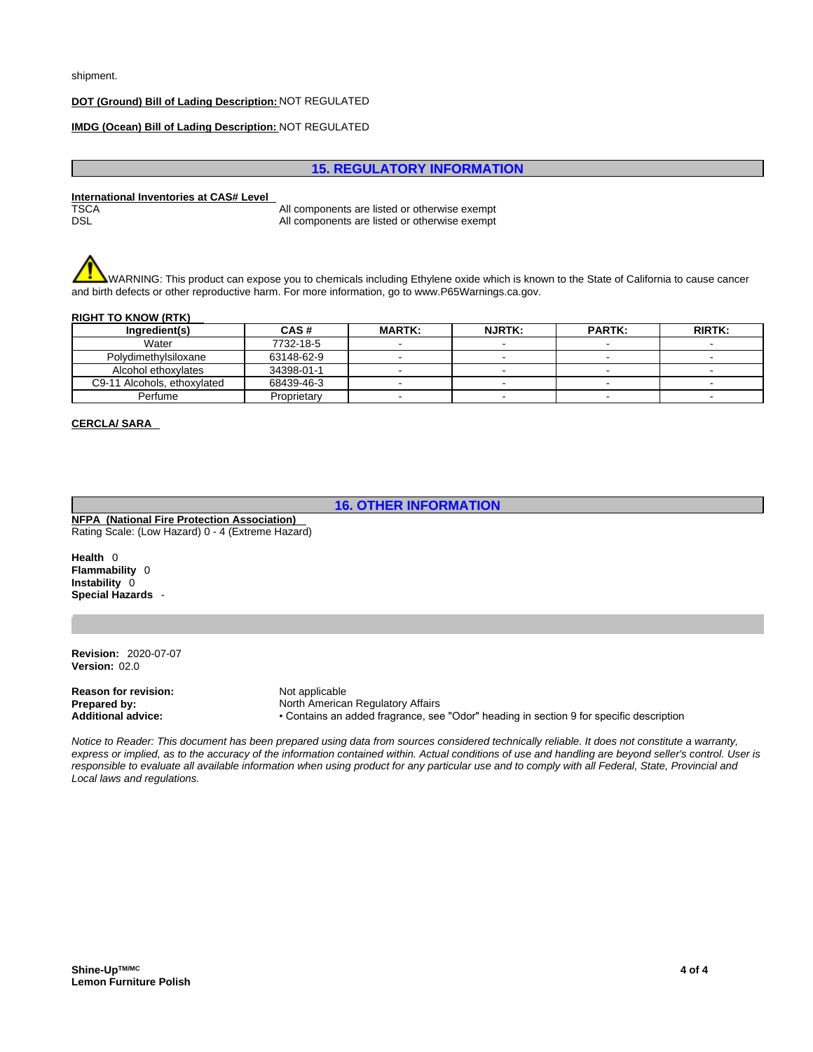shipment.

**DOT (Ground) Bill of Lading Description:** NOT REGULATED

**IMDG (Ocean) Bill of Lading Description:** NOT REGULATED

## 15. REGULATORY INFORMATION

**International Inventories at CAS# Level**

| | |
|---|---|
| TSCA | All components are listed or otherwise exempt |
| DSL | All components are listed or otherwise exempt |

WARNING: This product can expose you to chemicals including Ethylene oxide which is known to the State of California to cause cancer and birth defects or other reproductive harm. For more information, go to www.P65Warnings.ca.gov.

**RIGHT TO KNOW (RTK)**

| Ingredient(s) | CAS # | MARTK: | NJRTK: | PARTK: | RIRTK: |
|---|---|---|---|---|---|
| Water | 7732-18-5 | - | - | - | - |
| Polydimethylsiloxane | 63148-62-9 | - | - | - | - |
| Alcohol ethoxylates | 34398-01-1 | - | - | - | - |
| C9-11 Alcohols, ethoxylated | 68439-46-3 | - | - | - | - |
| Perfume | Proprietary | - | - | - | - |

**CERCLA/ SARA**

## 16. OTHER INFORMATION

**NFPA (National Fire Protection Association)**
Rating Scale: (Low Hazard) 0 - 4 (Extreme Hazard)

**Health** 0
**Flammability** 0
**Instability** 0
**Special Hazards** -

**Revision:** 2020-07-07
**Version:** 02.0

| | |
|---|---|
| **Reason for revision:** | Not applicable |
| **Prepared by:** | North American Regulatory Affairs |
| **Additional advice:** | • Contains an added fragrance, see "Odor" heading in section 9 for specific description |

*Notice to Reader: This document has been prepared using data from sources considered technically reliable. It does not constitute a warranty, express or implied, as to the accuracy of the information contained within. Actual conditions of use and handling are beyond seller's control. User is responsible to evaluate all available information when using product for any particular use and to comply with all Federal, State, Provincial and Local laws and regulations.*